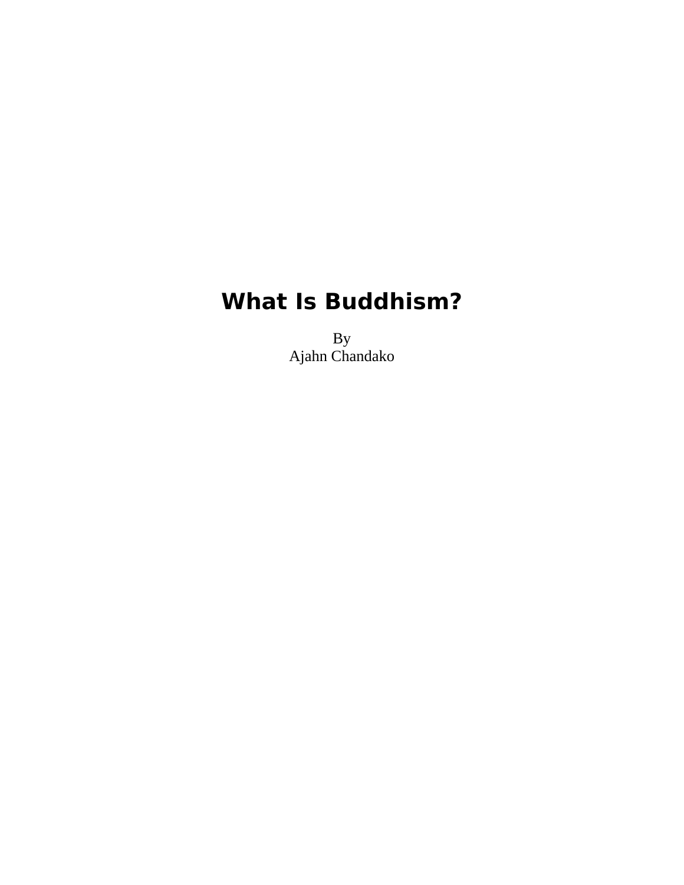# What Is Buddhism?

By
Ajahn Chandako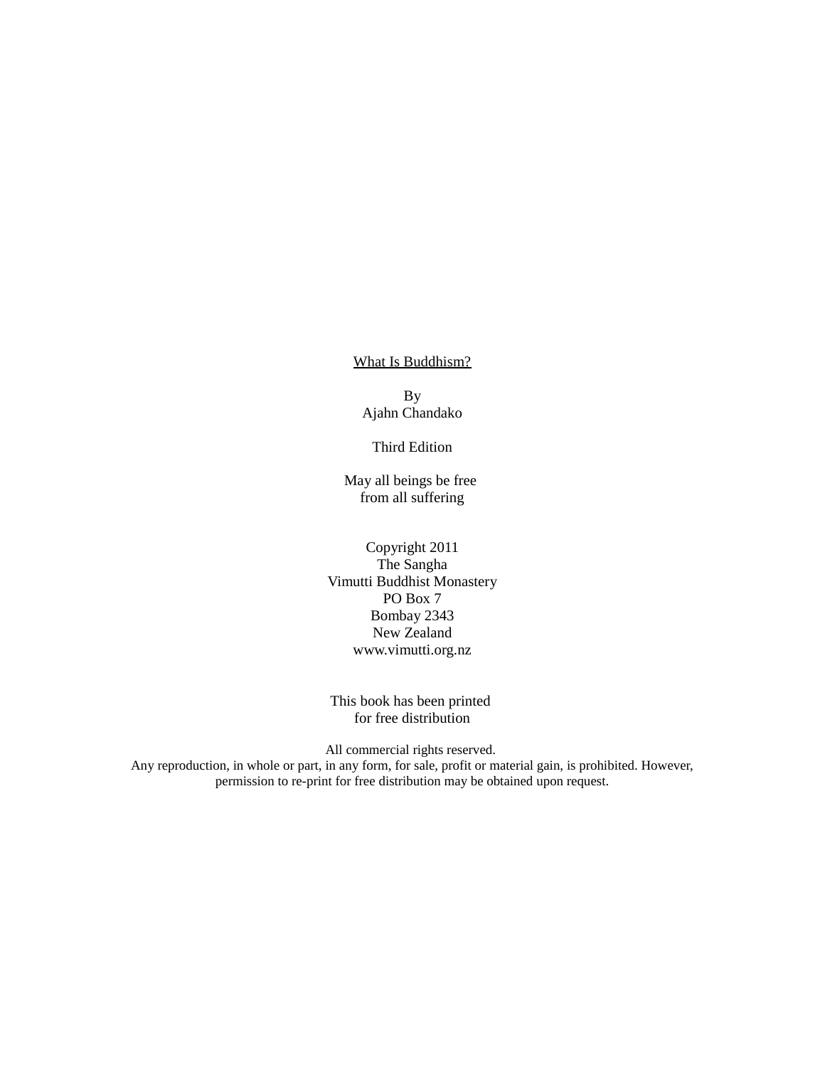<u>What Is Buddhism?</u>

By
Ajahn Chandako

Third Edition

May all beings be free
from all suffering

Copyright 2011
The Sangha
Vimutti Buddhist Monastery
PO Box 7
Bombay 2343
New Zealand
www.vimutti.org.nz

This book has been printed
for free distribution

All commercial rights reserved.
Any reproduction, in whole or part, in any form, for sale, profit or material gain, is prohibited. However, permission to re-print for free distribution may be obtained upon request.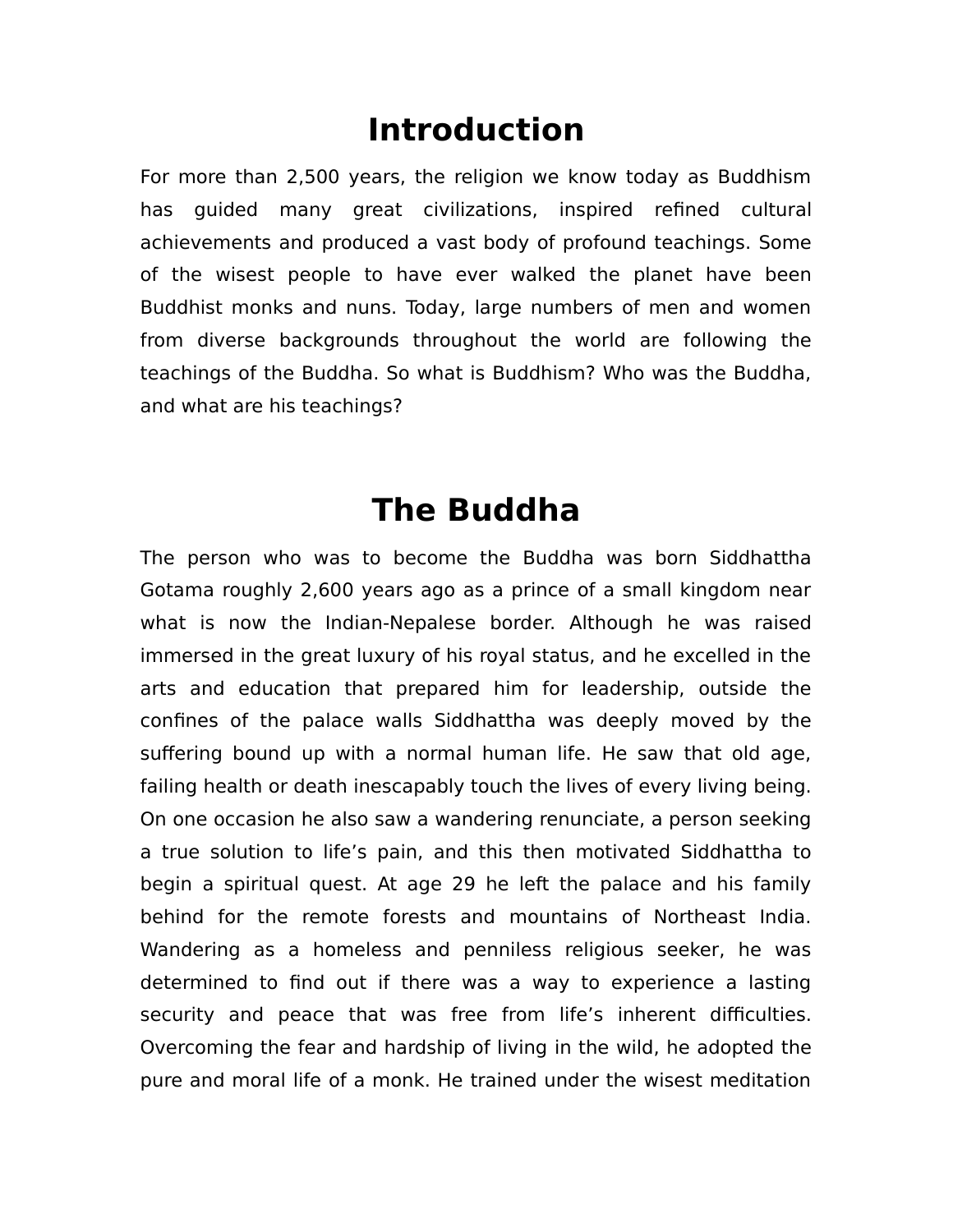# Introduction

For more than 2,500 years, the religion we know today as Buddhism has guided many great civilizations, inspired refined cultural achievements and produced a vast body of profound teachings. Some of the wisest people to have ever walked the planet have been Buddhist monks and nuns. Today, large numbers of men and women from diverse backgrounds throughout the world are following the teachings of the Buddha. So what is Buddhism? Who was the Buddha, and what are his teachings?

# The Buddha

The person who was to become the Buddha was born Siddhattha Gotama roughly 2,600 years ago as a prince of a small kingdom near what is now the Indian-Nepalese border. Although he was raised immersed in the great luxury of his royal status, and he excelled in the arts and education that prepared him for leadership, outside the confines of the palace walls Siddhattha was deeply moved by the suffering bound up with a normal human life. He saw that old age, failing health or death inescapably touch the lives of every living being. On one occasion he also saw a wandering renunciate, a person seeking a true solution to life's pain, and this then motivated Siddhattha to begin a spiritual quest. At age 29 he left the palace and his family behind for the remote forests and mountains of Northeast India. Wandering as a homeless and penniless religious seeker, he was determined to find out if there was a way to experience a lasting security and peace that was free from life's inherent difficulties. Overcoming the fear and hardship of living in the wild, he adopted the pure and moral life of a monk. He trained under the wisest meditation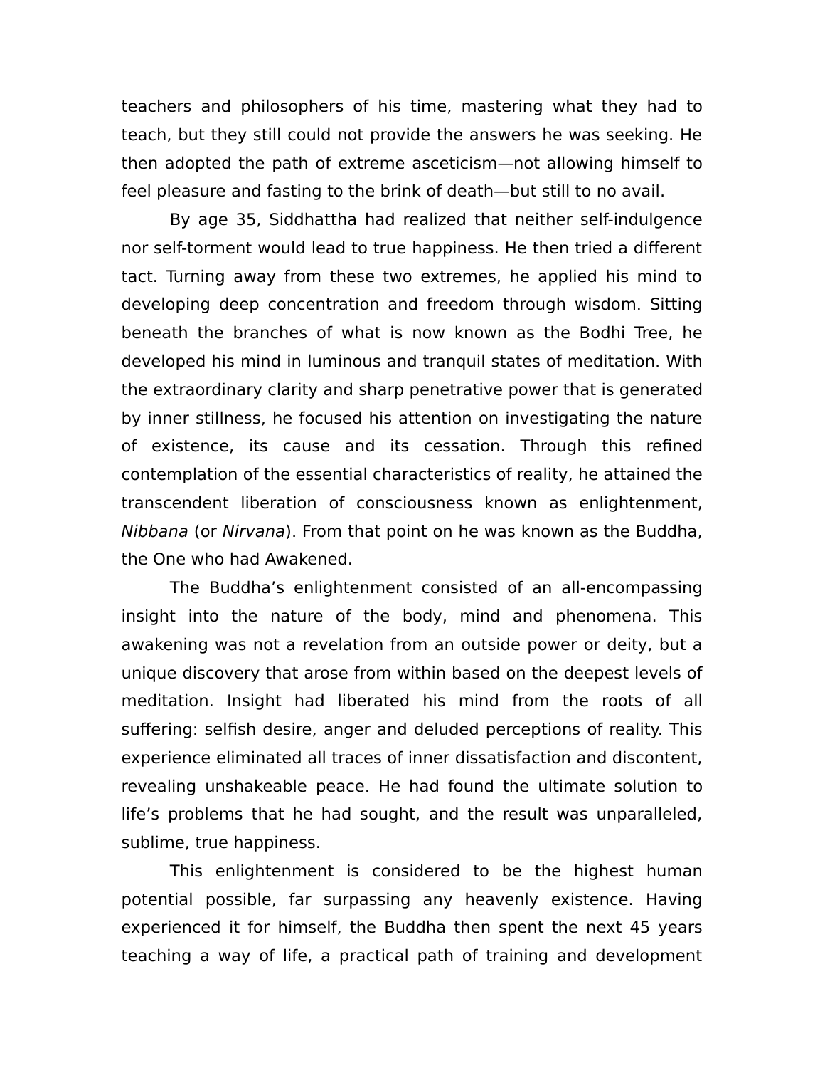teachers and philosophers of his time, mastering what they had to teach, but they still could not provide the answers he was seeking. He then adopted the path of extreme asceticism—not allowing himself to feel pleasure and fasting to the brink of death—but still to no avail.

By age 35, Siddhattha had realized that neither self-indulgence nor self-torment would lead to true happiness. He then tried a different tact. Turning away from these two extremes, he applied his mind to developing deep concentration and freedom through wisdom. Sitting beneath the branches of what is now known as the Bodhi Tree, he developed his mind in luminous and tranquil states of meditation. With the extraordinary clarity and sharp penetrative power that is generated by inner stillness, he focused his attention on investigating the nature of existence, its cause and its cessation. Through this refined contemplation of the essential characteristics of reality, he attained the transcendent liberation of consciousness known as enlightenment, *Nibbana* (or *Nirvana*). From that point on he was known as the Buddha, the One who had Awakened.

The Buddha's enlightenment consisted of an all-encompassing insight into the nature of the body, mind and phenomena. This awakening was not a revelation from an outside power or deity, but a unique discovery that arose from within based on the deepest levels of meditation. Insight had liberated his mind from the roots of all suffering: selfish desire, anger and deluded perceptions of reality. This experience eliminated all traces of inner dissatisfaction and discontent, revealing unshakeable peace. He had found the ultimate solution to life's problems that he had sought, and the result was unparalleled, sublime, true happiness.

This enlightenment is considered to be the highest human potential possible, far surpassing any heavenly existence. Having experienced it for himself, the Buddha then spent the next 45 years teaching a way of life, a practical path of training and development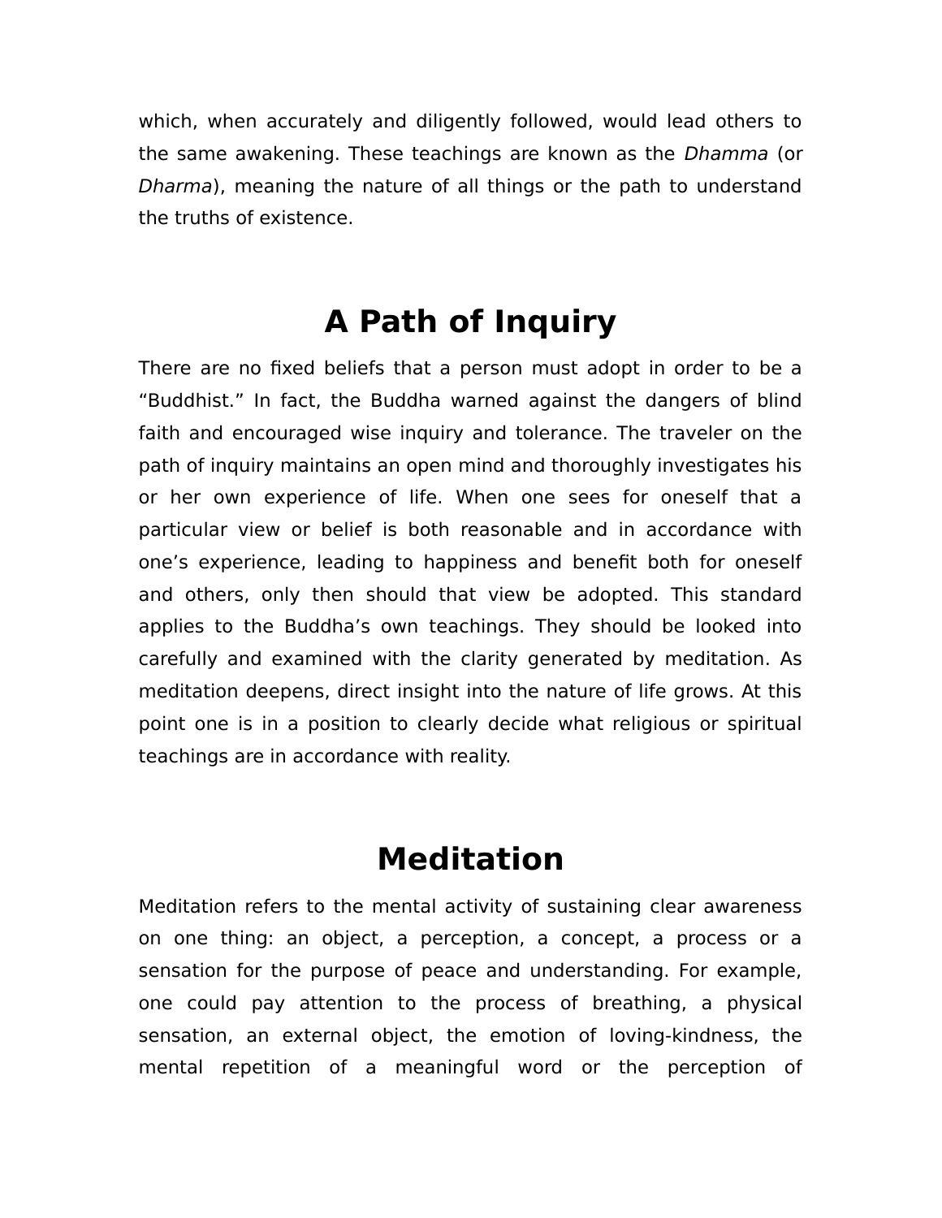which, when accurately and diligently followed, would lead others to the same awakening. These teachings are known as the *Dhamma* (or *Dharma*), meaning the nature of all things or the path to understand the truths of existence.

# A Path of Inquiry

There are no fixed beliefs that a person must adopt in order to be a "Buddhist." In fact, the Buddha warned against the dangers of blind faith and encouraged wise inquiry and tolerance. The traveler on the path of inquiry maintains an open mind and thoroughly investigates his or her own experience of life. When one sees for oneself that a particular view or belief is both reasonable and in accordance with one's experience, leading to happiness and benefit both for oneself and others, only then should that view be adopted. This standard applies to the Buddha's own teachings. They should be looked into carefully and examined with the clarity generated by meditation. As meditation deepens, direct insight into the nature of life grows. At this point one is in a position to clearly decide what religious or spiritual teachings are in accordance with reality.

# Meditation

Meditation refers to the mental activity of sustaining clear awareness on one thing: an object, a perception, a concept, a process or a sensation for the purpose of peace and understanding. For example, one could pay attention to the process of breathing, a physical sensation, an external object, the emotion of loving-kindness, the mental repetition of a meaningful word or the perception of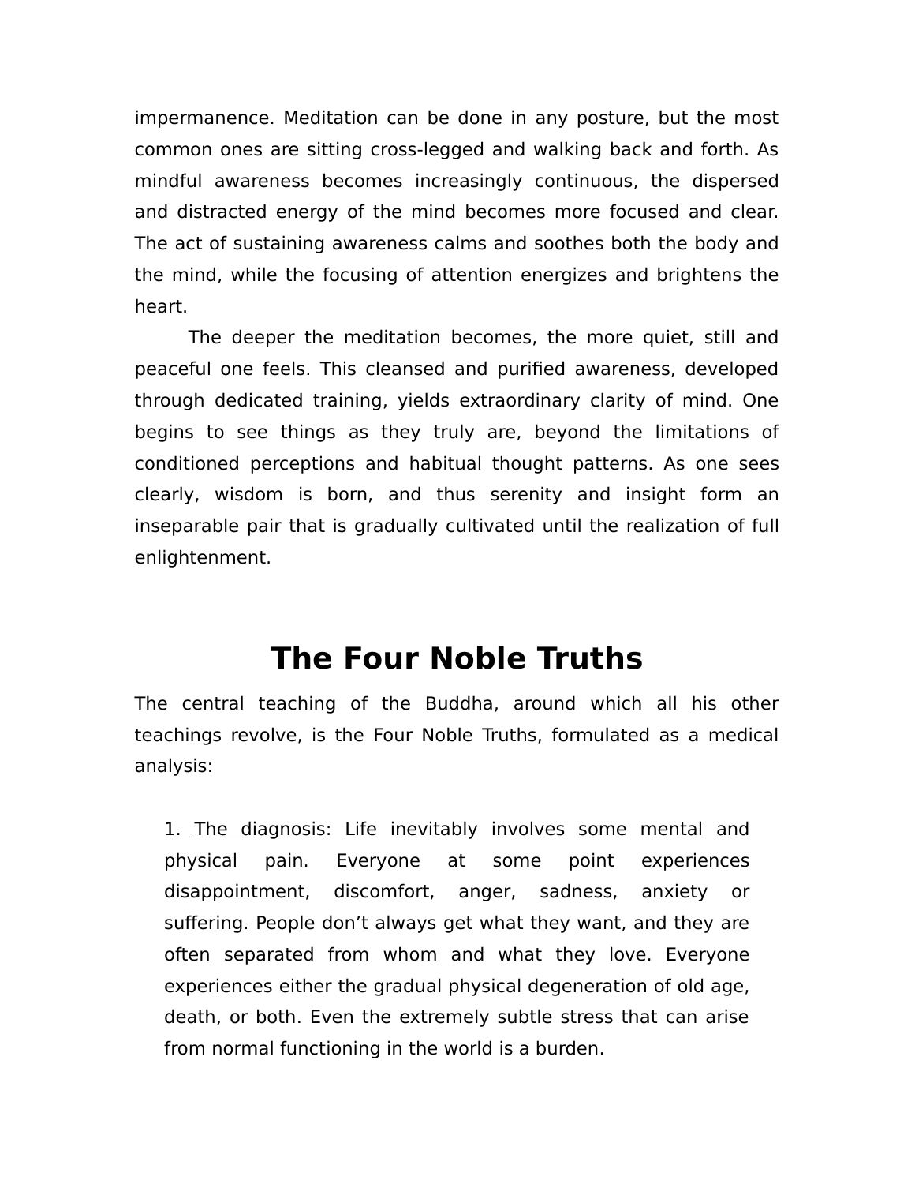impermanence. Meditation can be done in any posture, but the most common ones are sitting cross-legged and walking back and forth. As mindful awareness becomes increasingly continuous, the dispersed and distracted energy of the mind becomes more focused and clear. The act of sustaining awareness calms and soothes both the body and the mind, while the focusing of attention energizes and brightens the heart.

The deeper the meditation becomes, the more quiet, still and peaceful one feels. This cleansed and purified awareness, developed through dedicated training, yields extraordinary clarity of mind. One begins to see things as they truly are, beyond the limitations of conditioned perceptions and habitual thought patterns. As one sees clearly, wisdom is born, and thus serenity and insight form an inseparable pair that is gradually cultivated until the realization of full enlightenment.

# The Four Noble Truths

The central teaching of the Buddha, around which all his other teachings revolve, is the Four Noble Truths, formulated as a medical analysis:

1. <u>The diagnosis</u>: Life inevitably involves some mental and physical pain. Everyone at some point experiences disappointment, discomfort, anger, sadness, anxiety or suffering. People don't always get what they want, and they are often separated from whom and what they love. Everyone experiences either the gradual physical degeneration of old age, death, or both. Even the extremely subtle stress that can arise from normal functioning in the world is a burden.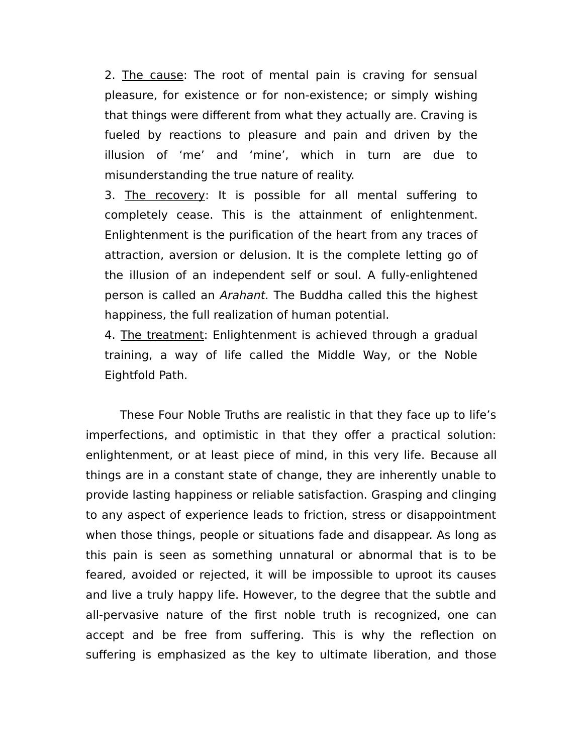2. <u>The cause</u>: The root of mental pain is craving for sensual pleasure, for existence or for non-existence; or simply wishing that things were different from what they actually are. Craving is fueled by reactions to pleasure and pain and driven by the illusion of 'me' and 'mine', which in turn are due to misunderstanding the true nature of reality.

3. <u>The recovery</u>: It is possible for all mental suffering to completely cease. This is the attainment of enlightenment. Enlightenment is the purification of the heart from any traces of attraction, aversion or delusion. It is the complete letting go of the illusion of an independent self or soul. A fully-enlightened person is called an *Arahant.* The Buddha called this the highest happiness, the full realization of human potential.

4. <u>The treatment</u>: Enlightenment is achieved through a gradual training, a way of life called the Middle Way, or the Noble Eightfold Path.

These Four Noble Truths are realistic in that they face up to life's imperfections, and optimistic in that they offer a practical solution: enlightenment, or at least piece of mind, in this very life. Because all things are in a constant state of change, they are inherently unable to provide lasting happiness or reliable satisfaction. Grasping and clinging to any aspect of experience leads to friction, stress or disappointment when those things, people or situations fade and disappear. As long as this pain is seen as something unnatural or abnormal that is to be feared, avoided or rejected, it will be impossible to uproot its causes and live a truly happy life. However, to the degree that the subtle and all-pervasive nature of the first noble truth is recognized, one can accept and be free from suffering. This is why the reflection on suffering is emphasized as the key to ultimate liberation, and those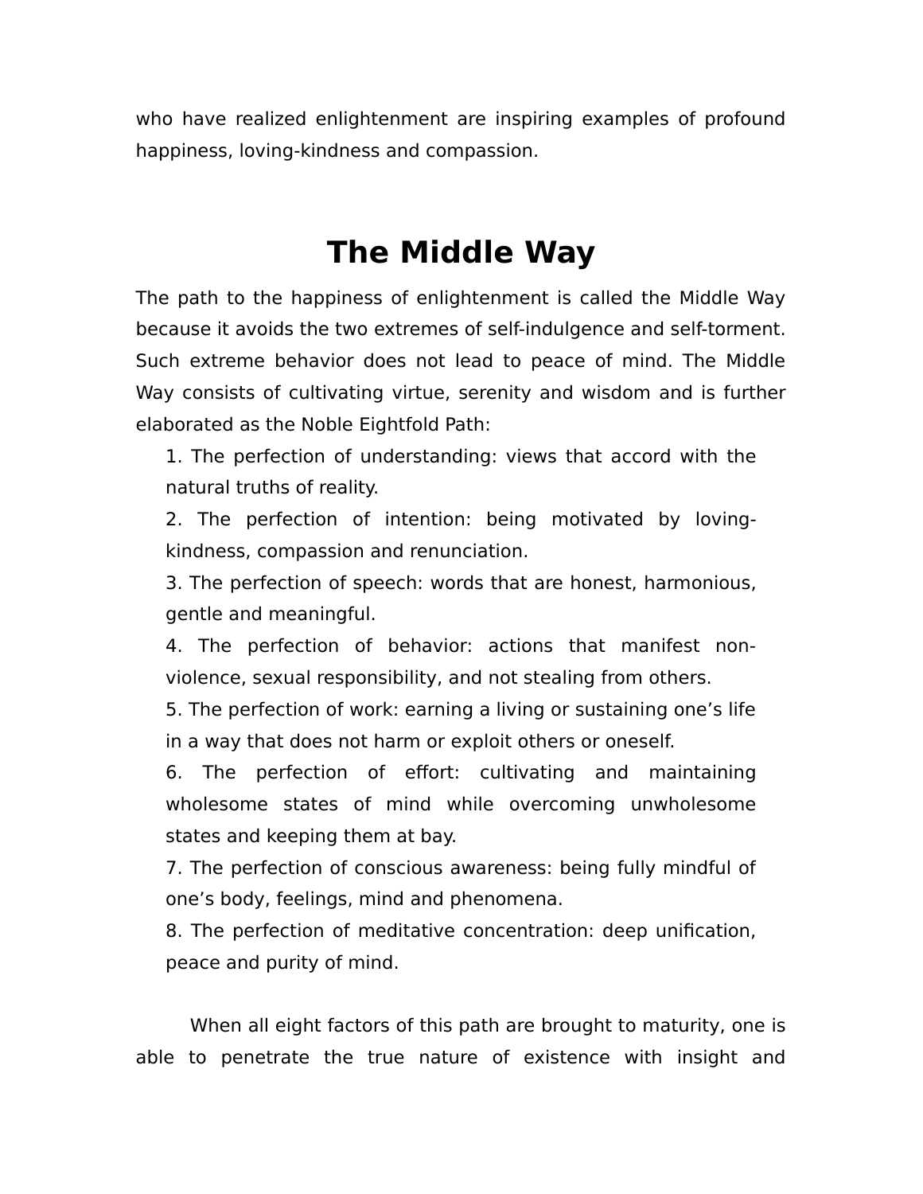who have realized enlightenment are inspiring examples of profound happiness, loving-kindness and compassion.

# The Middle Way

The path to the happiness of enlightenment is called the Middle Way because it avoids the two extremes of self-indulgence and self-torment. Such extreme behavior does not lead to peace of mind. The Middle Way consists of cultivating virtue, serenity and wisdom and is further elaborated as the Noble Eightfold Path:

1. The perfection of understanding: views that accord with the natural truths of reality.
2. The perfection of intention: being motivated by loving-kindness, compassion and renunciation.
3. The perfection of speech: words that are honest, harmonious, gentle and meaningful.
4. The perfection of behavior: actions that manifest non-violence, sexual responsibility, and not stealing from others.
5. The perfection of work: earning a living or sustaining one's life in a way that does not harm or exploit others or oneself.
6. The perfection of effort: cultivating and maintaining wholesome states of mind while overcoming unwholesome states and keeping them at bay.
7. The perfection of conscious awareness: being fully mindful of one's body, feelings, mind and phenomena.
8. The perfection of meditative concentration: deep unification, peace and purity of mind.

When all eight factors of this path are brought to maturity, one is able to penetrate the true nature of existence with insight and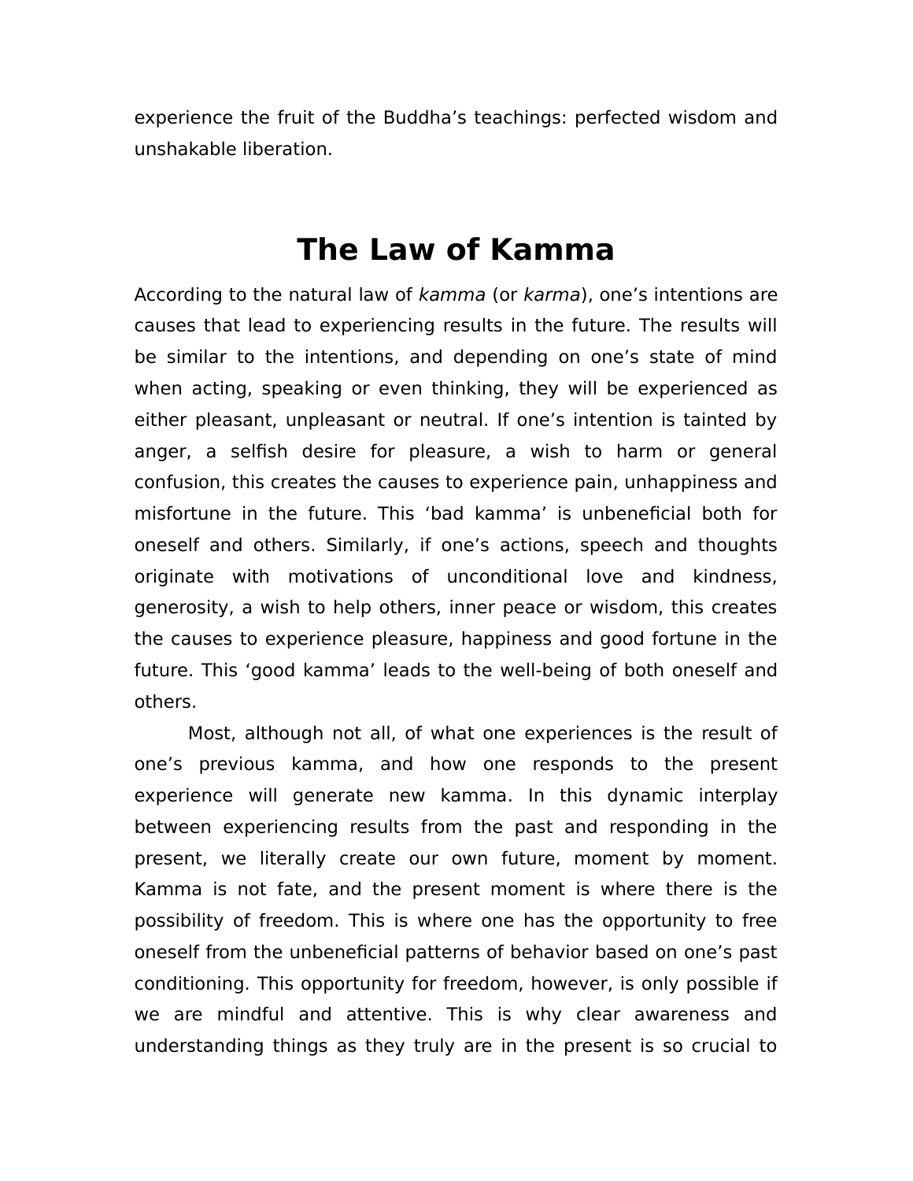experience the fruit of the Buddha's teachings: perfected wisdom and unshakable liberation.

# The Law of Kamma

According to the natural law of *kamma* (or *karma*), one's intentions are causes that lead to experiencing results in the future. The results will be similar to the intentions, and depending on one's state of mind when acting, speaking or even thinking, they will be experienced as either pleasant, unpleasant or neutral. If one's intention is tainted by anger, a selfish desire for pleasure, a wish to harm or general confusion, this creates the causes to experience pain, unhappiness and misfortune in the future. This 'bad kamma' is unbeneficial both for oneself and others. Similarly, if one's actions, speech and thoughts originate with motivations of unconditional love and kindness, generosity, a wish to help others, inner peace or wisdom, this creates the causes to experience pleasure, happiness and good fortune in the future. This 'good kamma' leads to the well-being of both oneself and others.

Most, although not all, of what one experiences is the result of one's previous kamma, and how one responds to the present experience will generate new kamma. In this dynamic interplay between experiencing results from the past and responding in the present, we literally create our own future, moment by moment. Kamma is not fate, and the present moment is where there is the possibility of freedom. This is where one has the opportunity to free oneself from the unbeneficial patterns of behavior based on one's past conditioning. This opportunity for freedom, however, is only possible if we are mindful and attentive. This is why clear awareness and understanding things as they truly are in the present is so crucial to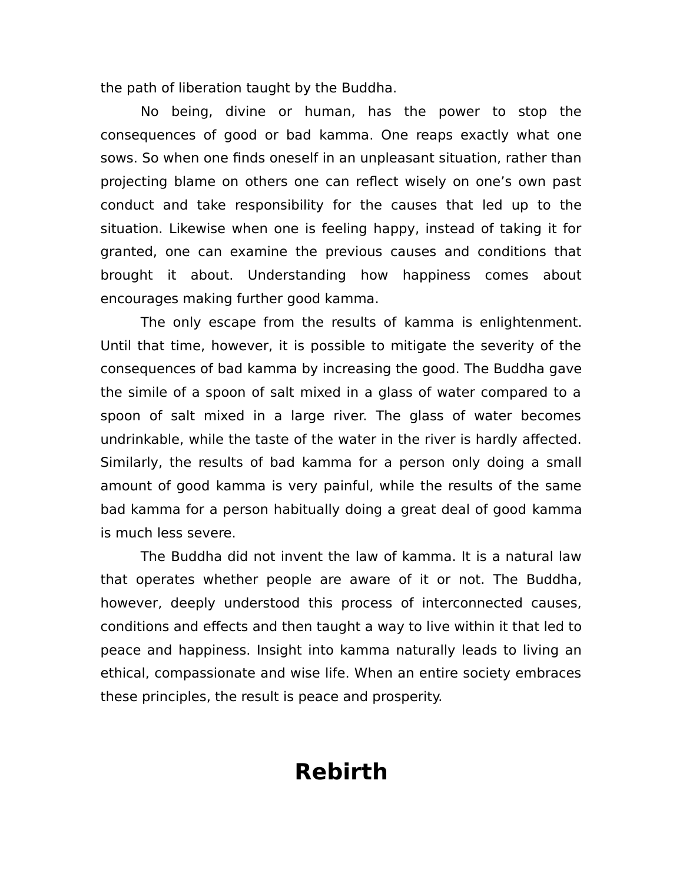the path of liberation taught by the Buddha.

No being, divine or human, has the power to stop the consequences of good or bad kamma. One reaps exactly what one sows. So when one finds oneself in an unpleasant situation, rather than projecting blame on others one can reflect wisely on one's own past conduct and take responsibility for the causes that led up to the situation. Likewise when one is feeling happy, instead of taking it for granted, one can examine the previous causes and conditions that brought it about. Understanding how happiness comes about encourages making further good kamma.

The only escape from the results of kamma is enlightenment. Until that time, however, it is possible to mitigate the severity of the consequences of bad kamma by increasing the good. The Buddha gave the simile of a spoon of salt mixed in a glass of water compared to a spoon of salt mixed in a large river. The glass of water becomes undrinkable, while the taste of the water in the river is hardly affected. Similarly, the results of bad kamma for a person only doing a small amount of good kamma is very painful, while the results of the same bad kamma for a person habitually doing a great deal of good kamma is much less severe.

The Buddha did not invent the law of kamma. It is a natural law that operates whether people are aware of it or not. The Buddha, however, deeply understood this process of interconnected causes, conditions and effects and then taught a way to live within it that led to peace and happiness. Insight into kamma naturally leads to living an ethical, compassionate and wise life. When an entire society embraces these principles, the result is peace and prosperity.

# Rebirth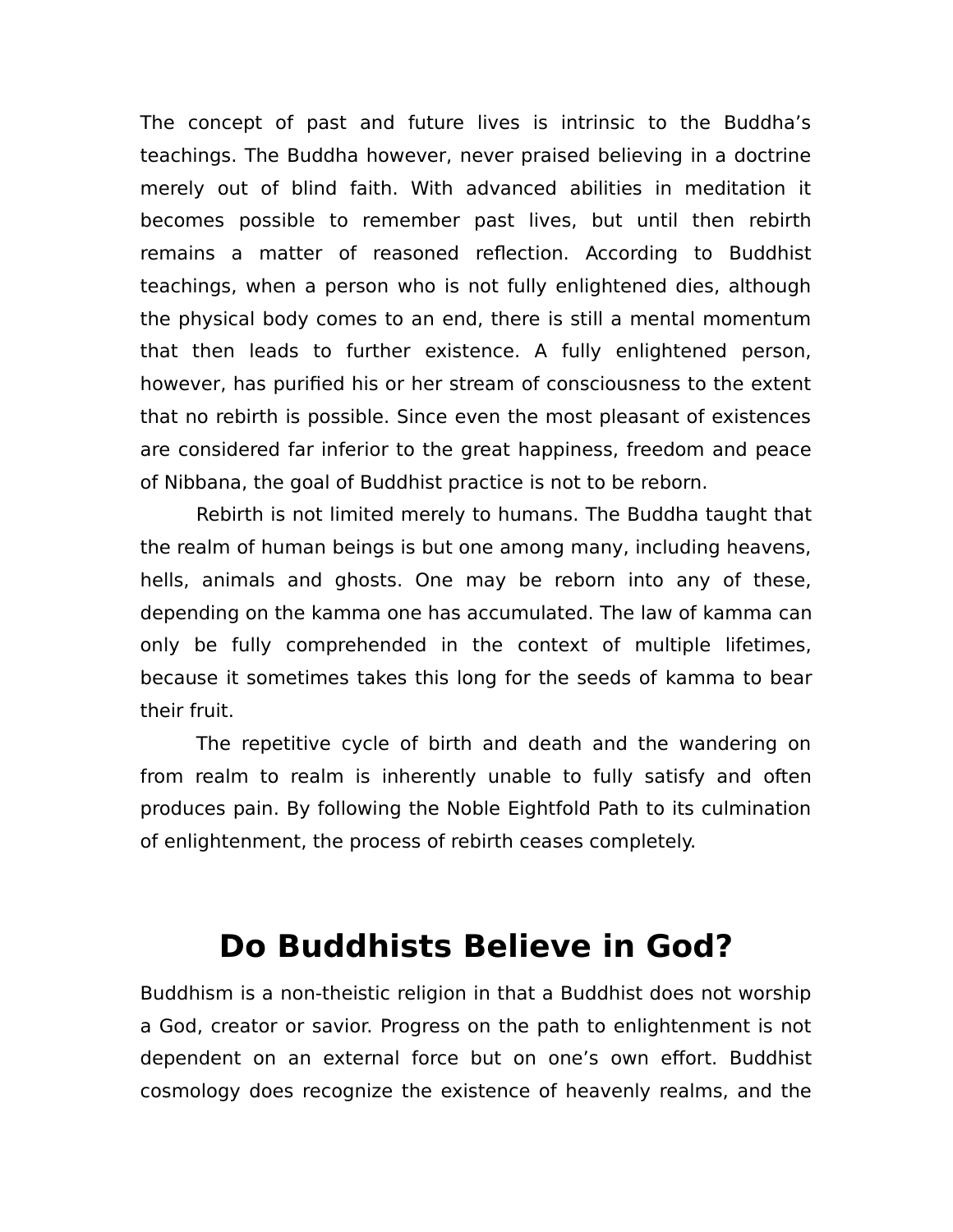The concept of past and future lives is intrinsic to the Buddha's teachings. The Buddha however, never praised believing in a doctrine merely out of blind faith. With advanced abilities in meditation it becomes possible to remember past lives, but until then rebirth remains a matter of reasoned reflection. According to Buddhist teachings, when a person who is not fully enlightened dies, although the physical body comes to an end, there is still a mental momentum that then leads to further existence. A fully enlightened person, however, has purified his or her stream of consciousness to the extent that no rebirth is possible. Since even the most pleasant of existences are considered far inferior to the great happiness, freedom and peace of Nibbana, the goal of Buddhist practice is not to be reborn.

Rebirth is not limited merely to humans. The Buddha taught that the realm of human beings is but one among many, including heavens, hells, animals and ghosts. One may be reborn into any of these, depending on the kamma one has accumulated. The law of kamma can only be fully comprehended in the context of multiple lifetimes, because it sometimes takes this long for the seeds of kamma to bear their fruit.

The repetitive cycle of birth and death and the wandering on from realm to realm is inherently unable to fully satisfy and often produces pain. By following the Noble Eightfold Path to its culmination of enlightenment, the process of rebirth ceases completely.

# Do Buddhists Believe in God?

Buddhism is a non-theistic religion in that a Buddhist does not worship a God, creator or savior. Progress on the path to enlightenment is not dependent on an external force but on one's own effort. Buddhist cosmology does recognize the existence of heavenly realms, and the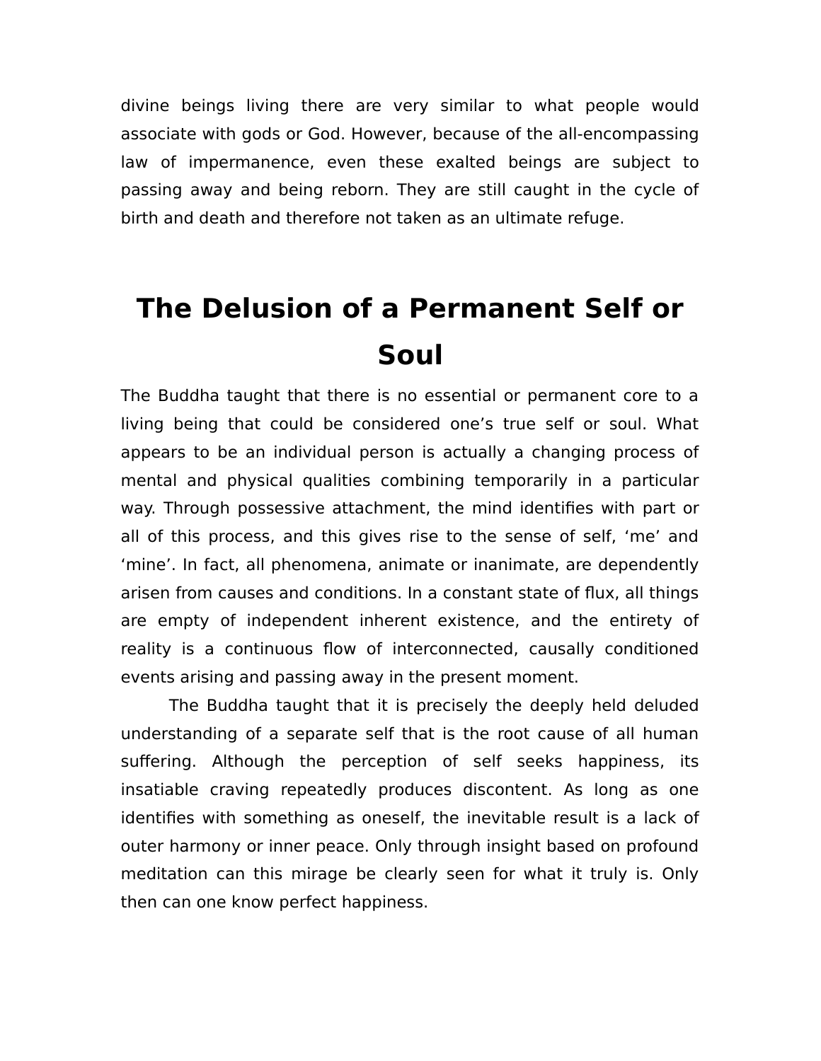divine beings living there are very similar to what people would associate with gods or God. However, because of the all-encompassing law of impermanence, even these exalted beings are subject to passing away and being reborn. They are still caught in the cycle of birth and death and therefore not taken as an ultimate refuge.

# The Delusion of a Permanent Self or Soul

The Buddha taught that there is no essential or permanent core to a living being that could be considered one's true self or soul. What appears to be an individual person is actually a changing process of mental and physical qualities combining temporarily in a particular way. Through possessive attachment, the mind identifies with part or all of this process, and this gives rise to the sense of self, 'me' and 'mine'. In fact, all phenomena, animate or inanimate, are dependently arisen from causes and conditions. In a constant state of flux, all things are empty of independent inherent existence, and the entirety of reality is a continuous flow of interconnected, causally conditioned events arising and passing away in the present moment.

The Buddha taught that it is precisely the deeply held deluded understanding of a separate self that is the root cause of all human suffering. Although the perception of self seeks happiness, its insatiable craving repeatedly produces discontent. As long as one identifies with something as oneself, the inevitable result is a lack of outer harmony or inner peace. Only through insight based on profound meditation can this mirage be clearly seen for what it truly is. Only then can one know perfect happiness.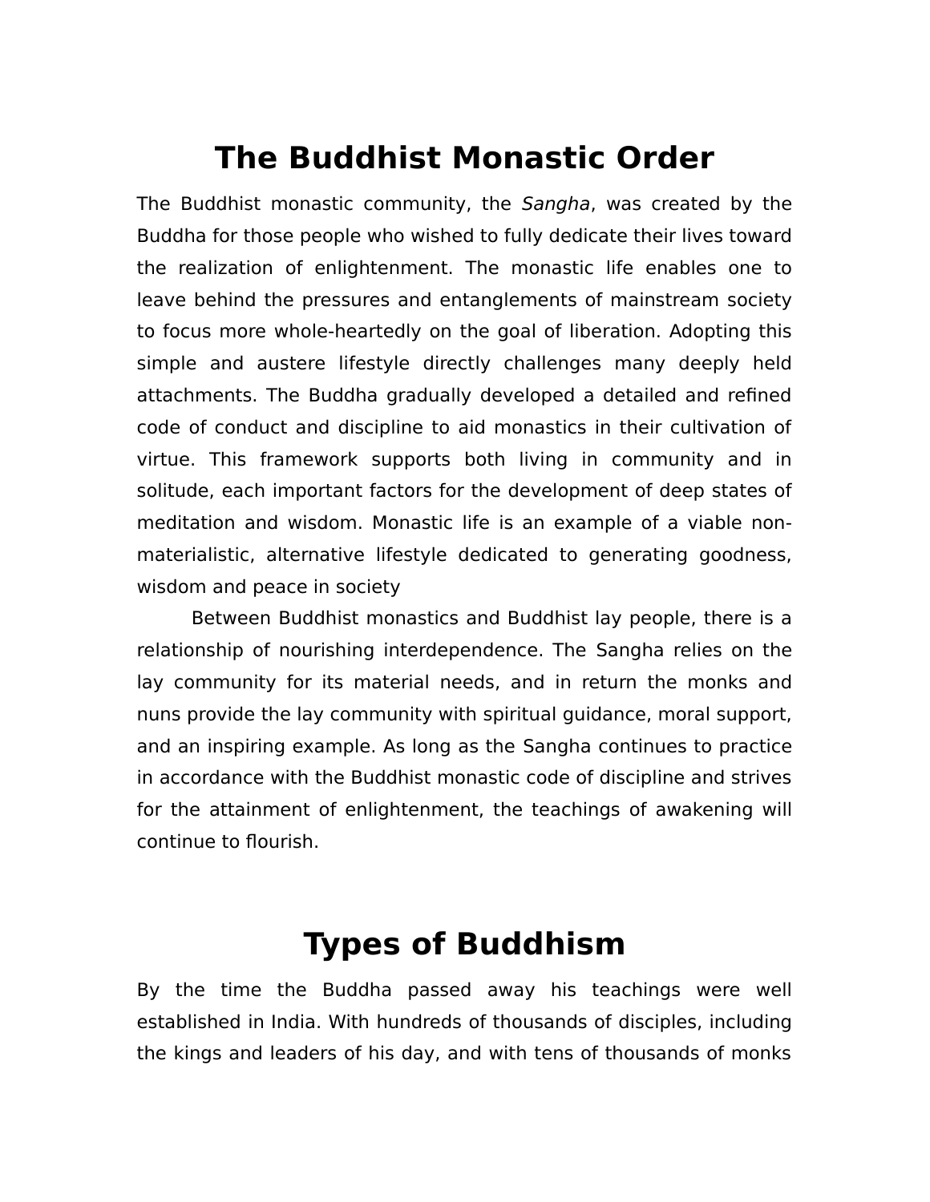# The Buddhist Monastic Order

The Buddhist monastic community, the *Sangha*, was created by the Buddha for those people who wished to fully dedicate their lives toward the realization of enlightenment. The monastic life enables one to leave behind the pressures and entanglements of mainstream society to focus more whole-heartedly on the goal of liberation. Adopting this simple and austere lifestyle directly challenges many deeply held attachments. The Buddha gradually developed a detailed and refined code of conduct and discipline to aid monastics in their cultivation of virtue. This framework supports both living in community and in solitude, each important factors for the development of deep states of meditation and wisdom. Monastic life is an example of a viable non-materialistic, alternative lifestyle dedicated to generating goodness, wisdom and peace in society

Between Buddhist monastics and Buddhist lay people, there is a relationship of nourishing interdependence. The Sangha relies on the lay community for its material needs, and in return the monks and nuns provide the lay community with spiritual guidance, moral support, and an inspiring example. As long as the Sangha continues to practice in accordance with the Buddhist monastic code of discipline and strives for the attainment of enlightenment, the teachings of awakening will continue to flourish.

# Types of Buddhism

By the time the Buddha passed away his teachings were well established in India. With hundreds of thousands of disciples, including the kings and leaders of his day, and with tens of thousands of monks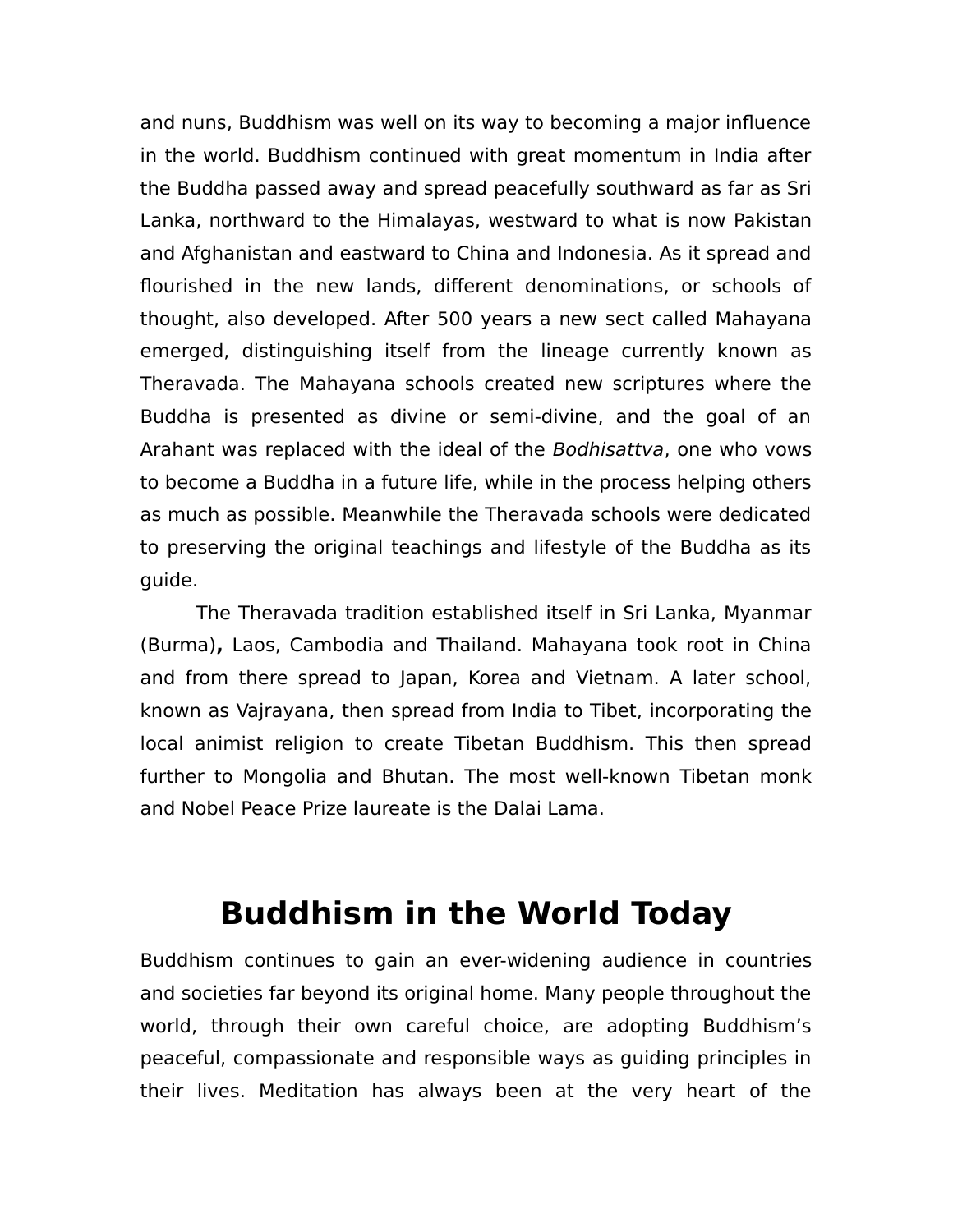and nuns, Buddhism was well on its way to becoming a major influence in the world. Buddhism continued with great momentum in India after the Buddha passed away and spread peacefully southward as far as Sri Lanka, northward to the Himalayas, westward to what is now Pakistan and Afghanistan and eastward to China and Indonesia. As it spread and flourished in the new lands, different denominations, or schools of thought, also developed. After 500 years a new sect called Mahayana emerged, distinguishing itself from the lineage currently known as Theravada. The Mahayana schools created new scriptures where the Buddha is presented as divine or semi-divine, and the goal of an Arahant was replaced with the ideal of the *Bodhisattva*, one who vows to become a Buddha in a future life, while in the process helping others as much as possible. Meanwhile the Theravada schools were dedicated to preserving the original teachings and lifestyle of the Buddha as its guide.

The Theravada tradition established itself in Sri Lanka, Myanmar (Burma)**,** Laos, Cambodia and Thailand. Mahayana took root in China and from there spread to Japan, Korea and Vietnam. A later school, known as Vajrayana, then spread from India to Tibet, incorporating the local animist religion to create Tibetan Buddhism. This then spread further to Mongolia and Bhutan. The most well-known Tibetan monk and Nobel Peace Prize laureate is the Dalai Lama.

# Buddhism in the World Today

Buddhism continues to gain an ever-widening audience in countries and societies far beyond its original home. Many people throughout the world, through their own careful choice, are adopting Buddhism's peaceful, compassionate and responsible ways as guiding principles in their lives. Meditation has always been at the very heart of the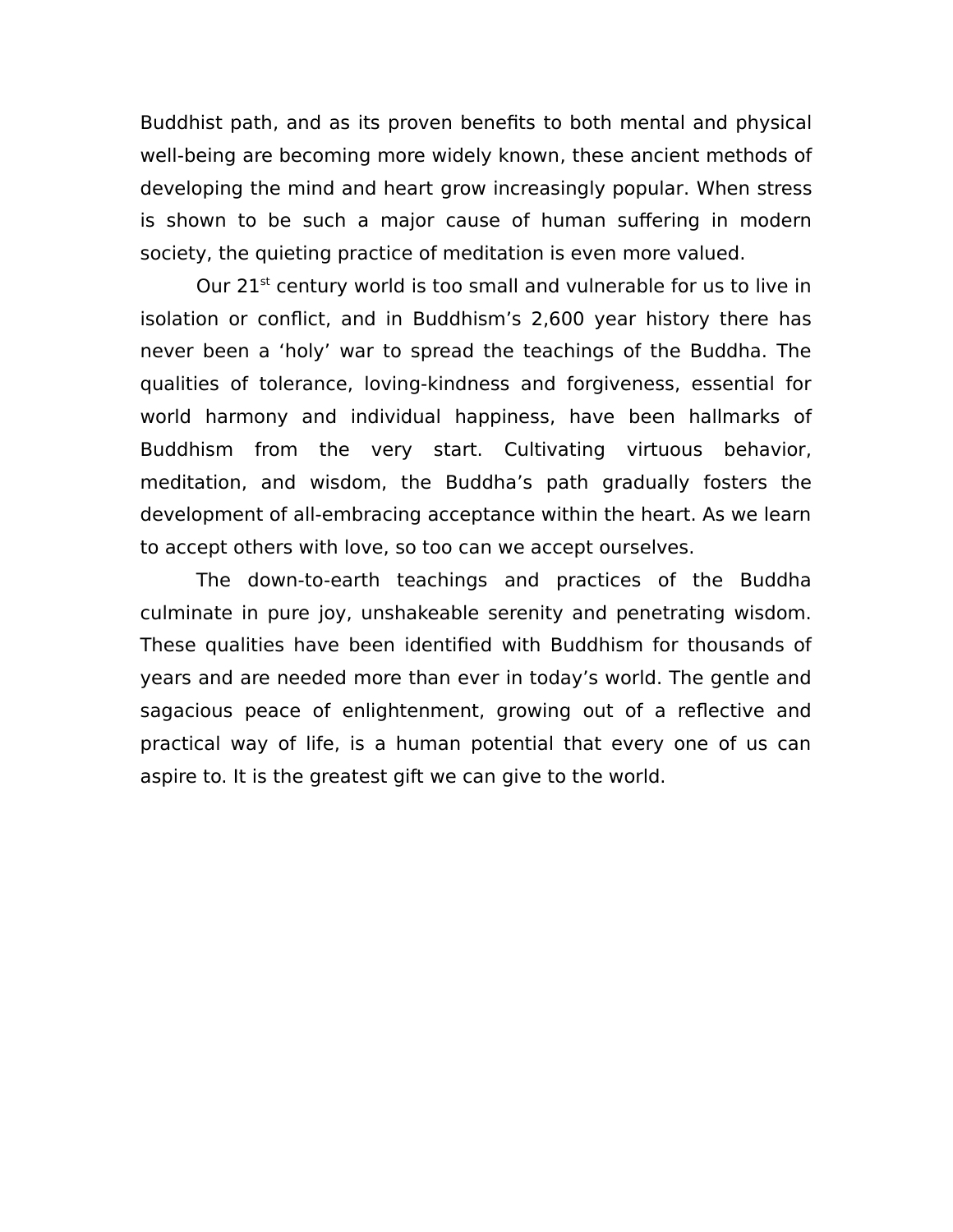Buddhist path, and as its proven benefits to both mental and physical well-being are becoming more widely known, these ancient methods of developing the mind and heart grow increasingly popular. When stress is shown to be such a major cause of human suffering in modern society, the quieting practice of meditation is even more valued.

Our 21st century world is too small and vulnerable for us to live in isolation or conflict, and in Buddhism's 2,600 year history there has never been a 'holy' war to spread the teachings of the Buddha. The qualities of tolerance, loving-kindness and forgiveness, essential for world harmony and individual happiness, have been hallmarks of Buddhism from the very start. Cultivating virtuous behavior, meditation, and wisdom, the Buddha's path gradually fosters the development of all-embracing acceptance within the heart. As we learn to accept others with love, so too can we accept ourselves.

The down-to-earth teachings and practices of the Buddha culminate in pure joy, unshakeable serenity and penetrating wisdom. These qualities have been identified with Buddhism for thousands of years and are needed more than ever in today's world. The gentle and sagacious peace of enlightenment, growing out of a reflective and practical way of life, is a human potential that every one of us can aspire to. It is the greatest gift we can give to the world.